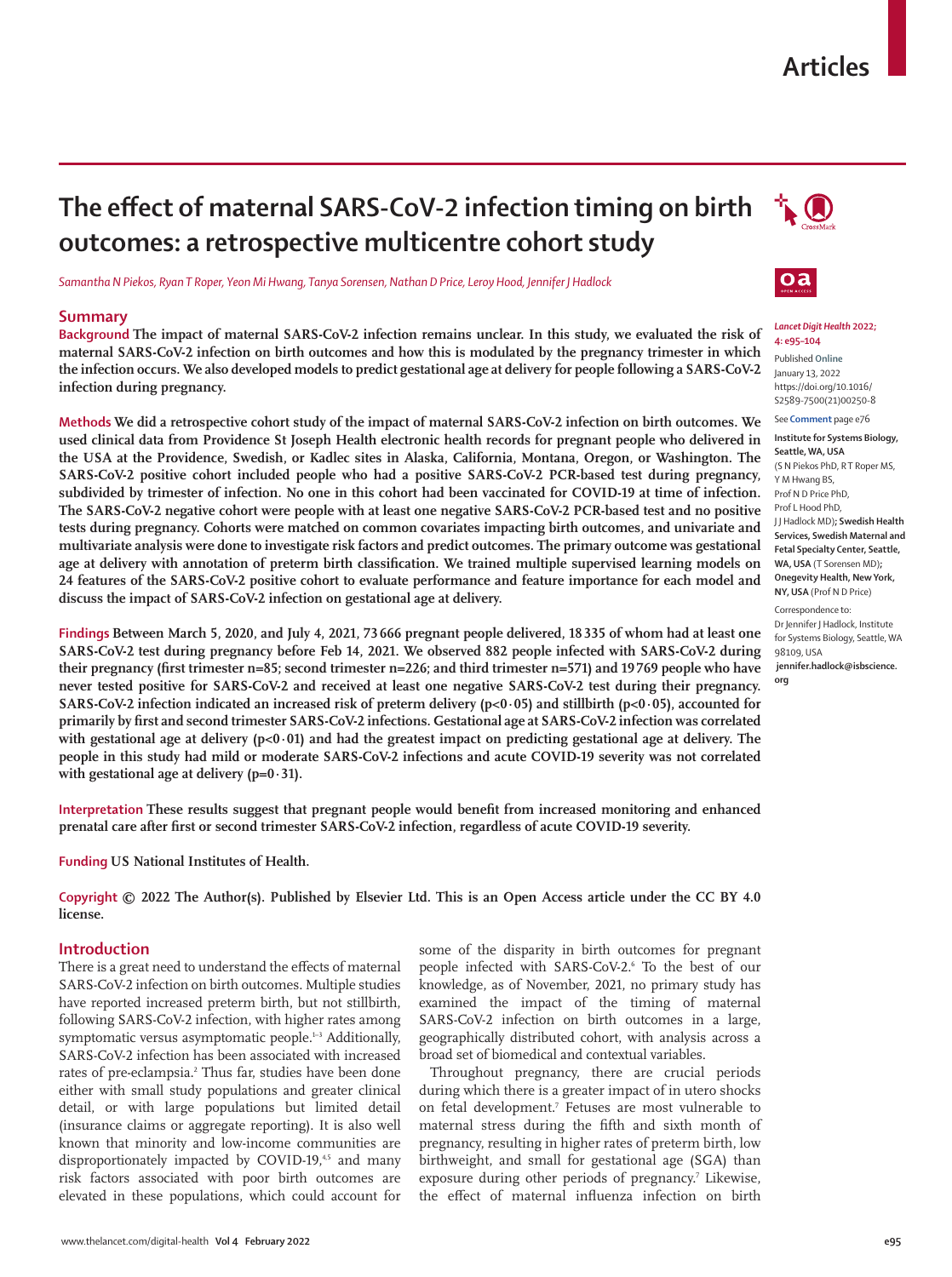# The effect of maternal SARS-CoV-2 infection timing on birth outcomes: a retrospective multicentre cohort study

*Samantha N Piekos, Ryan T Roper, Yeon Mi Hwang, Tanya Sorensen, Nathan D Price, Leroy Hood, Jennifer J Hadlock*

## Summary

**Background** The impact of maternal SARS-CoV-2 infection remains unclear. In this study, we evaluated the risk of maternal SARS-CoV-2 infection on birth outcomes and how this is modulated by the pregnancy trimester in which the infection occurs. We also developed models to predict gestational age at delivery for people following a SARS-CoV-2 infection during pregnancy.

**Methods** We did a retrospective cohort study of the impact of maternal SARS-CoV-2 infection on birth outcomes. We used clinical data from Providence St Joseph Health electronic health records for pregnant people who delivered in the USA at the Providence, Swedish, or Kadlec sites in Alaska, California, Montana, Oregon, or Washington. The SARS-CoV-2 positive cohort included people who had a positive SARS-CoV-2 PCR-based test during pregnancy, subdivided by trimester of infection. No one in this cohort had been vaccinated for COVID-19 at time of infection. The SARS-CoV-2 negative cohort were people with at least one negative SARS-CoV-2 PCR-based test and no positive tests during pregnancy. Cohorts were matched on common covariates impacting birth outcomes, and univariate and multivariate analysis were done to investigate risk factors and predict outcomes. The primary outcome was gestational age at delivery with annotation of preterm birth classification. We trained multiple supervised learning models on 24 features of the SARS-CoV-2 positive cohort to evaluate performance and feature importance for each model and discuss the impact of SARS-CoV-2 infection on gestational age at delivery.

**Findings** Between March 5, 2020, and July 4, 2021, 73 666 pregnant people delivered, 18 335 of whom had at least one SARS-CoV-2 test during pregnancy before Feb 14, 2021. We observed 882 people infected with SARS-CoV-2 during their pregnancy (first trimester n=85; second trimester n=226; and third trimester n=571) and 19 769 people who have never tested positive for SARS-CoV-2 and received at least one negative SARS-CoV-2 test during their pregnancy. SARS-CoV-2 infection indicated an increased risk of preterm delivery ($p<0·05$) and stillbirth ($p<0·05$), accounted for primarily by first and second trimester SARS-CoV-2 infections. Gestational age at SARS-CoV-2 infection was correlated with gestational age at delivery ($p<0·01$) and had the greatest impact on predicting gestational age at delivery. The people in this study had mild or moderate SARS-CoV-2 infections and acute COVID-19 severity was not correlated with gestational age at delivery ($p=0·31$).

**Interpretation** These results suggest that pregnant people would benefit from increased monitoring and enhanced prenatal care after first or second trimester SARS-CoV-2 infection, regardless of acute COVID-19 severity.

**Funding** US National Institutes of Health.

**Copyright** © 2022 The Author(s). Published by Elsevier Ltd. This is an Open Access article under the CC BY 4.0 license.

*Lancet Digit Health* 2022; 4: e95–104

Published Online January 13, 2022 https://doi.org/10.1016/S2589-7500(21)00250-8

See **Comment** page e76

**Institute for Systems Biology, Seattle, WA, USA** (S N Piekos PhD, R T Roper MS, Y M Hwang BS, Prof N D Price PhD, Prof L Hood PhD, J J Hadlock MD)**; Swedish Health Services, Swedish Maternal and Fetal Specialty Center, Seattle, WA, USA** (T Sorensen MD)**; Onegevity Health, New York, NY, USA** (Prof N D Price)

Correspondence to: Dr Jennifer J Hadlock, Institute for Systems Biology, Seattle, WA 98109, USA **jennifer.hadlock@isbscience.org**

## Introduction

There is a great need to understand the effects of maternal SARS-CoV-2 infection on birth outcomes. Multiple studies have reported increased preterm birth, but not stillbirth, following SARS-CoV-2 infection, with higher rates among symptomatic versus asymptomatic people.[1–3] Additionally, SARS-CoV-2 infection has been associated with increased rates of pre-eclampsia.[2] Thus far, studies have been done either with small study populations and greater clinical detail, or with large populations but limited detail (insurance claims or aggregate reporting). It is also well known that minority and low-income communities are disproportionately impacted by COVID-19,[4,5] and many risk factors associated with poor birth outcomes are elevated in these populations, which could account for some of the disparity in birth outcomes for pregnant people infected with SARS-CoV-2.[6] To the best of our knowledge, as of November, 2021, no primary study has examined the impact of the timing of maternal SARS-CoV-2 infection on birth outcomes in a large, geographically distributed cohort, with analysis across a broad set of biomedical and contextual variables.

Throughout pregnancy, there are crucial periods during which there is a greater impact of in utero shocks on fetal development.[7] Fetuses are most vulnerable to maternal stress during the fifth and sixth month of pregnancy, resulting in higher rates of preterm birth, low birthweight, and small for gestational age (SGA) than exposure during other periods of pregnancy.[7] Likewise, the effect of maternal influenza infection on birth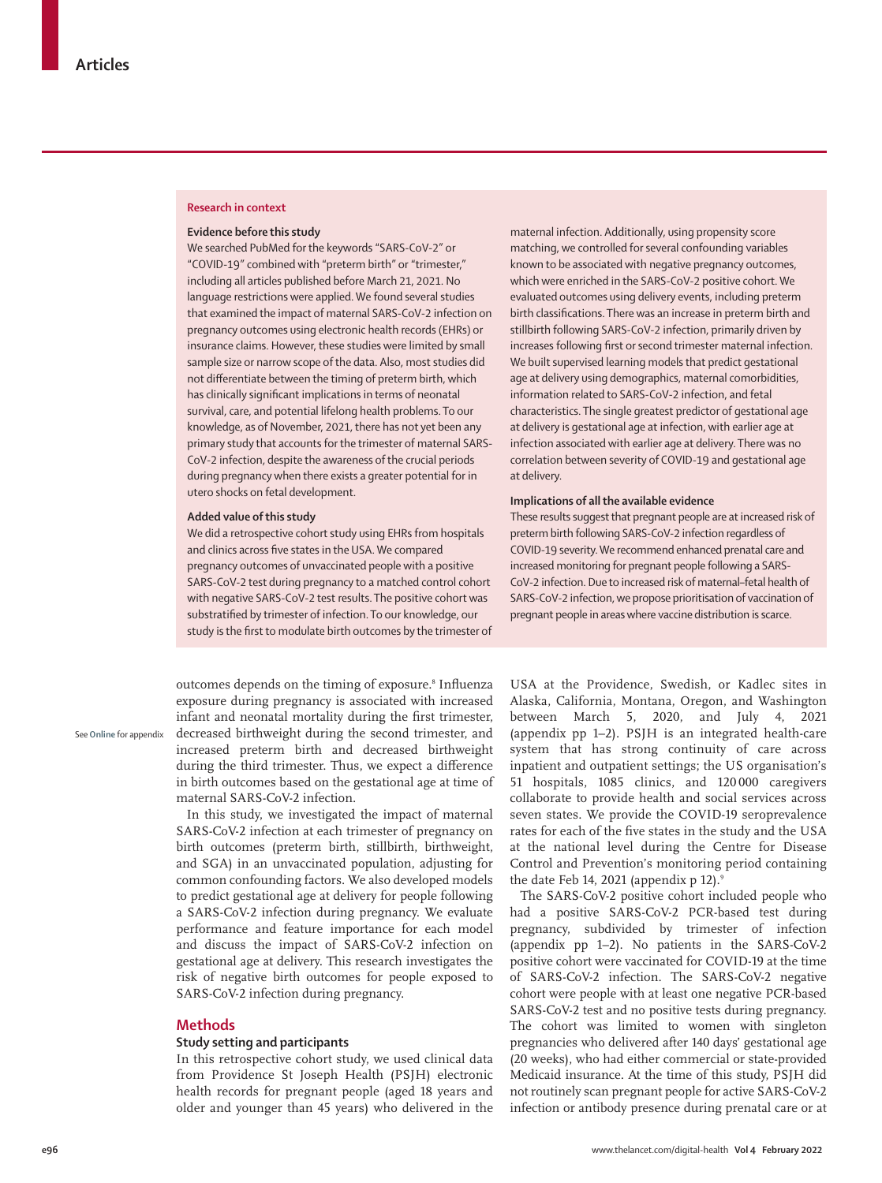## Research in context

### Evidence before this study

We searched PubMed for the keywords "SARS-CoV-2" or "COVID-19" combined with "preterm birth" or "trimester," including all articles published before March 21, 2021. No language restrictions were applied. We found several studies that examined the impact of maternal SARS-CoV-2 infection on pregnancy outcomes using electronic health records (EHRs) or insurance claims. However, these studies were limited by small sample size or narrow scope of the data. Also, most studies did not differentiate between the timing of preterm birth, which has clinically significant implications in terms of neonatal survival, care, and potential lifelong health problems. To our knowledge, as of November, 2021, there has not yet been any primary study that accounts for the trimester of maternal SARS-CoV-2 infection, despite the awareness of the crucial periods during pregnancy when there exists a greater potential for in utero shocks on fetal development.

### Added value of this study

We did a retrospective cohort study using EHRs from hospitals and clinics across five states in the USA. We compared pregnancy outcomes of unvaccinated people with a positive SARS-CoV-2 test during pregnancy to a matched control cohort with negative SARS-CoV-2 test results. The positive cohort was substratified by trimester of infection. To our knowledge, our study is the first to modulate birth outcomes by the trimester of maternal infection. Additionally, using propensity score matching, we controlled for several confounding variables known to be associated with negative pregnancy outcomes, which were enriched in the SARS-CoV-2 positive cohort. We evaluated outcomes using delivery events, including preterm birth classifications. There was an increase in preterm birth and stillbirth following SARS-CoV-2 infection, primarily driven by increases following first or second trimester maternal infection. We built supervised learning models that predict gestational age at delivery using demographics, maternal comorbidities, information related to SARS-CoV-2 infection, and fetal characteristics. The single greatest predictor of gestational age at delivery is gestational age at infection, with earlier age at infection associated with earlier age at delivery. There was no correlation between severity of COVID-19 and gestational age at delivery.

### Implications of all the available evidence

These results suggest that pregnant people are at increased risk of preterm birth following SARS-CoV-2 infection regardless of COVID-19 severity. We recommend enhanced prenatal care and increased monitoring for pregnant people following a SARS-CoV-2 infection. Due to increased risk of maternal–fetal health of SARS-CoV-2 infection, we propose prioritisation of vaccination of pregnant people in areas where vaccine distribution is scarce.

---

outcomes depends on the timing of exposure.[8] Influenza exposure during pregnancy is associated with increased infant and neonatal mortality during the first trimester, decreased birthweight during the second trimester, and increased preterm birth and decreased birthweight during the third trimester. Thus, we expect a difference in birth outcomes based on the gestational age at time of maternal SARS-CoV-2 infection.

See Online for appendix

In this study, we investigated the impact of maternal SARS-CoV-2 infection at each trimester of pregnancy on birth outcomes (preterm birth, stillbirth, birthweight, and SGA) in an unvaccinated population, adjusting for common confounding factors. We also developed models to predict gestational age at delivery for people following a SARS-CoV-2 infection during pregnancy. We evaluate performance and feature importance for each model and discuss the impact of SARS-CoV-2 infection on gestational age at delivery. This research investigates the risk of negative birth outcomes for people exposed to SARS-CoV-2 infection during pregnancy.

## Methods

### Study setting and participants

In this retrospective cohort study, we used clinical data from Providence St Joseph Health (PSJH) electronic health records for pregnant people (aged 18 years and older and younger than 45 years) who delivered in the USA at the Providence, Swedish, or Kadlec sites in Alaska, California, Montana, Oregon, and Washington between March 5, 2020, and July 4, 2021 (appendix pp 1–2). PSJH is an integrated health-care system that has strong continuity of care across inpatient and outpatient settings; the US organisation's 51 hospitals, 1085 clinics, and 120 000 caregivers collaborate to provide health and social services across seven states. We provide the COVID-19 seroprevalence rates for each of the five states in the study and the USA at the national level during the Centre for Disease Control and Prevention's monitoring period containing the date Feb 14, 2021 (appendix p 12).[9]

The SARS-CoV-2 positive cohort included people who had a positive SARS-CoV-2 PCR-based test during pregnancy, subdivided by trimester of infection (appendix pp 1–2). No patients in the SARS-CoV-2 positive cohort were vaccinated for COVID-19 at the time of SARS-CoV-2 infection. The SARS-CoV-2 negative cohort were people with at least one negative PCR-based SARS-CoV-2 test and no positive tests during pregnancy. The cohort was limited to women with singleton pregnancies who delivered after 140 days' gestational age (20 weeks), who had either commercial or state-provided Medicaid insurance. At the time of this study, PSJH did not routinely scan pregnant people for active SARS-CoV-2 infection or antibody presence during prenatal care or at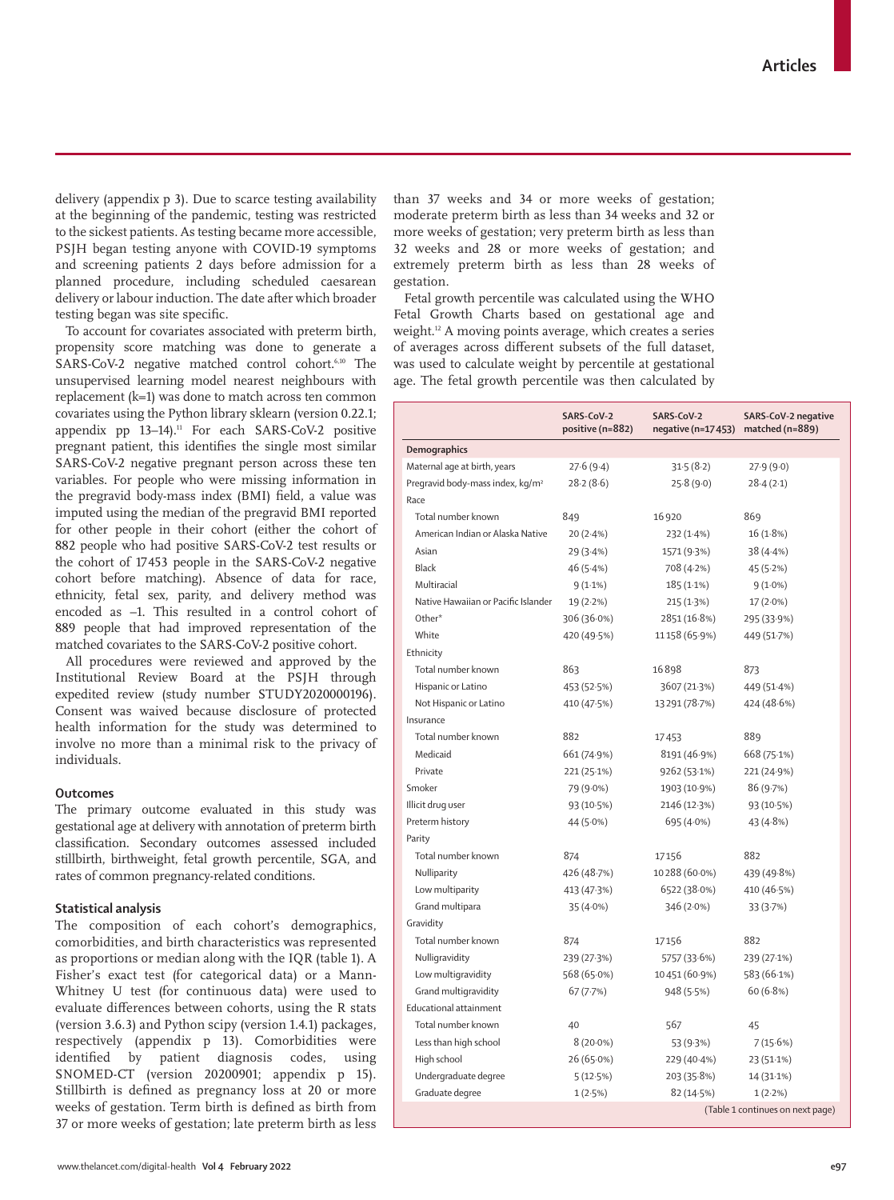delivery (appendix p 3). Due to scarce testing availability at the beginning of the pandemic, testing was restricted to the sickest patients. As testing became more accessible, PSJH began testing anyone with COVID-19 symptoms and screening patients 2 days before admission for a planned procedure, including scheduled caesarean delivery or labour induction. The date after which broader testing began was site specific.

To account for covariates associated with preterm birth, propensity score matching was done to generate a SARS-CoV-2 negative matched control cohort.[6,10] The unsupervised learning model nearest neighbours with replacement (k=1) was done to match across ten common covariates using the Python library sklearn (version 0.22.1; appendix pp 13–14).[11] For each SARS-CoV-2 positive pregnant patient, this identifies the single most similar SARS-CoV-2 negative pregnant person across these ten variables. For people who were missing information in the pregravid body-mass index (BMI) field, a value was imputed using the median of the pregravid BMI reported for other people in their cohort (either the cohort of 882 people who had positive SARS-CoV-2 test results or the cohort of 17 453 people in the SARS-CoV-2 negative cohort before matching). Absence of data for race, ethnicity, fetal sex, parity, and delivery method was encoded as –1. This resulted in a control cohort of 889 people that had improved representation of the matched covariates to the SARS-CoV-2 positive cohort.

All procedures were reviewed and approved by the Institutional Review Board at the PSJH through expedited review (study number STUDY2020000196). Consent was waived because disclosure of protected health information for the study was determined to involve no more than a minimal risk to the privacy of individuals.

### Outcomes

The primary outcome evaluated in this study was gestational age at delivery with annotation of preterm birth classification. Secondary outcomes assessed included stillbirth, birthweight, fetal growth percentile, SGA, and rates of common pregnancy-related conditions.

### Statistical analysis

The composition of each cohort's demographics, comorbidities, and birth characteristics was represented as proportions or median along with the IQR (table 1). A Fisher's exact test (for categorical data) or a Mann-Whitney U test (for continuous data) were used to evaluate differences between cohorts, using the R stats (version 3.6.3) and Python scipy (version 1.4.1) packages, respectively (appendix p 13). Comorbidities were identified by patient diagnosis codes, using SNOMED-CT (version 20200901; appendix p 15). Stillbirth is defined as pregnancy loss at 20 or more weeks of gestation. Term birth is defined as birth from 37 or more weeks of gestation; late preterm birth as less than 37 weeks and 34 or more weeks of gestation; moderate preterm birth as less than 34 weeks and 32 or more weeks of gestation; very preterm birth as less than 32 weeks and 28 or more weeks of gestation; and extremely preterm birth as less than 28 weeks of gestation.

Fetal growth percentile was calculated using the WHO Fetal Growth Charts based on gestational age and weight.[12] A moving points average, which creates a series of averages across different subsets of the full dataset, was used to calculate weight by percentile at gestational age. The fetal growth percentile was then calculated by

| | SARS-CoV-2 positive (n=882) | SARS-CoV-2 negative (n=17 453) | SARS-CoV-2 negative matched (n=889) |
|---|---|---|---|
| **Demographics** | | | |
| Maternal age at birth, years | 27·6 (9·4) | 31·5 (8·2) | 27·9 (9·0) |
| Pregravid body-mass index, kg/m² | 28·2 (8·6) | 25·8 (9·0) | 28·4 (2·1) |
| Race | | | |
| Total number known | 849 | 16 920 | 869 |
| American Indian or Alaska Native | 20 (2·4%) | 232 (1·4%) | 16 (1·8%) |
| Asian | 29 (3·4%) | 1571 (9·3%) | 38 (4·4%) |
| Black | 46 (5·4%) | 708 (4·2%) | 45 (5·2%) |
| Multiracial | 9 (1·1%) | 185 (1·1%) | 9 (1·0%) |
| Native Hawaiian or Pacific Islander | 19 (2·2%) | 215 (1·3%) | 17 (2·0%) |
| Other* | 306 (36·0%) | 2851 (16·8%) | 295 (33·9%) |
| White | 420 (49·5%) | 11 158 (65·9%) | 449 (51·7%) |
| Ethnicity | | | |
| Total number known | 863 | 16 898 | 873 |
| Hispanic or Latino | 453 (52·5%) | 3607 (21·3%) | 449 (51·4%) |
| Not Hispanic or Latino | 410 (47·5%) | 13 291 (78·7%) | 424 (48·6%) |
| Insurance | | | |
| Total number known | 882 | 17 453 | 889 |
| Medicaid | 661 (74·9%) | 8191 (46·9%) | 668 (75·1%) |
| Private | 221 (25·1%) | 9262 (53·1%) | 221 (24·9%) |
| Smoker | 79 (9·0%) | 1903 (10·9%) | 86 (9·7%) |
| Illicit drug user | 93 (10·5%) | 2146 (12·3%) | 93 (10·5%) |
| Preterm history | 44 (5·0%) | 695 (4·0%) | 43 (4·8%) |
| Parity | | | |
| Total number known | 874 | 17 156 | 882 |
| Nulliparity | 426 (48·7%) | 10 288 (60·0%) | 439 (49·8%) |
| Low multiparity | 413 (47·3%) | 6522 (38·0%) | 410 (46·5%) |
| Grand multipara | 35 (4·0%) | 346 (2·0%) | 33 (3·7%) |
| Gravidity | | | |
| Total number known | 874 | 17 156 | 882 |
| Nulligravidity | 239 (27·3%) | 5757 (33·6%) | 239 (27·1%) |
| Low multigravidity | 568 (65·0%) | 10 451 (60·9%) | 583 (66·1%) |
| Grand multigravidity | 67 (7·7%) | 948 (5·5%) | 60 (6·8%) |
| Educational attainment | | | |
| Total number known | 40 | 567 | 45 |
| Less than high school | 8 (20·0%) | 53 (9·3%) | 7 (15·6%) |
| High school | 26 (65·0%) | 229 (40·4%) | 23 (51·1%) |
| Undergraduate degree | 5 (12·5%) | 203 (35·8%) | 14 (31·1%) |
| Graduate degree | 1 (2·5%) | 82 (14·5%) | 1 (2·2%) |

(Table 1 continues on next page)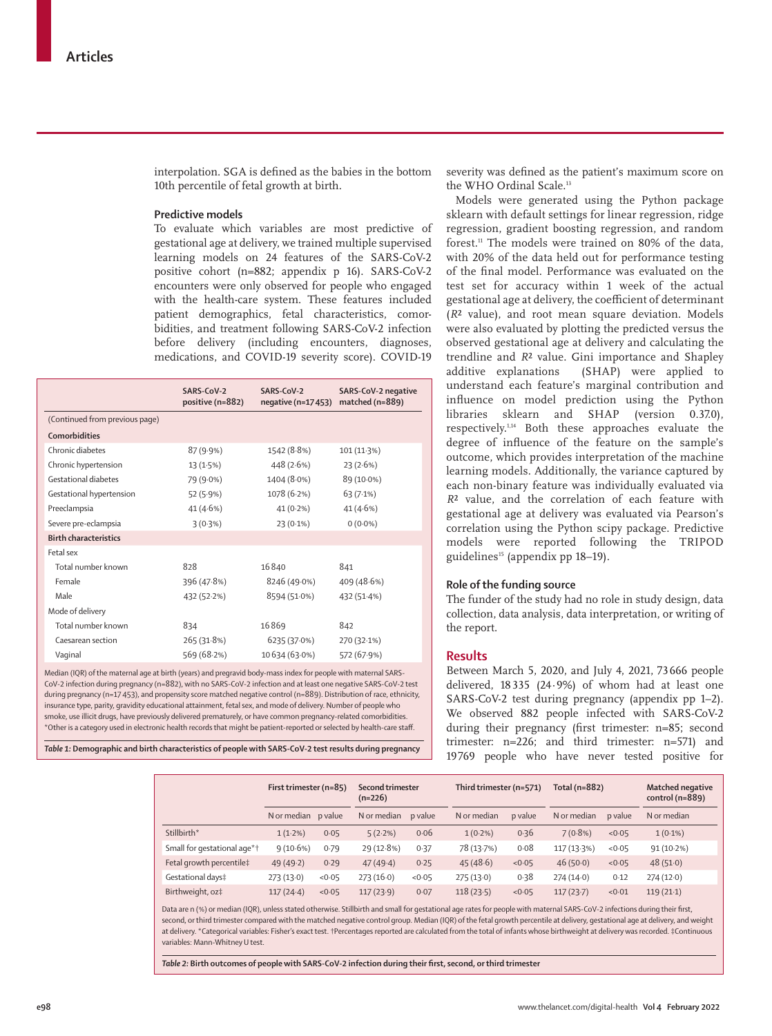interpolation. SGA is defined as the babies in the bottom 10th percentile of fetal growth at birth.

### Predictive models

To evaluate which variables are most predictive of gestational age at delivery, we trained multiple supervised learning models on 24 features of the SARS-CoV-2 positive cohort (n=882; appendix p 16). SARS-CoV-2 encounters were only observed for people who engaged with the health-care system. These features included patient demographics, fetal characteristics, comorbidities, and treatment following SARS-CoV-2 infection before delivery (including encounters, diagnoses, medications, and COVID-19 severity score). COVID-19 severity was defined as the patient's maximum score on the WHO Ordinal Scale.[13]

Models were generated using the Python package sklearn with default settings for linear regression, ridge regression, gradient boosting regression, and random forest.[11] The models were trained on 80% of the data, with 20% of the data held out for performance testing of the final model. Performance was evaluated on the test set for accuracy within 1 week of the actual gestational age at delivery, the coefficient of determinant ($R^2$ value), and root mean square deviation. Models were also evaluated by plotting the predicted versus the observed gestational age at delivery and calculating the trendline and $R^2$ value. Gini importance and Shapley additive explanations (SHAP) were applied to understand each feature's marginal contribution and influence on model prediction using the Python libraries sklearn and SHAP (version 0.37.0), respectively.[1,14] Both these approaches evaluate the degree of influence of the feature on the sample's outcome, which provides interpretation of the machine learning models. Additionally, the variance captured by each non-binary feature was individually evaluated via $R^2$ value, and the correlation of each feature with gestational age at delivery was evaluated via Pearson's correlation using the Python scipy package. Predictive models were reported following the TRIPOD guidelines[15] (appendix pp 18–19).

### Role of the funding source

The funder of the study had no role in study design, data collection, data analysis, data interpretation, or writing of the report.

## Results

Between March 5, 2020, and July 4, 2021, 73 666 people delivered, 18 335 (24·9%) of whom had at least one SARS-CoV-2 test during pregnancy (appendix pp 1–2). We observed 882 people infected with SARS-CoV-2 during their pregnancy (first trimester: n=85; second trimester: n=226; and third trimester: n=571) and 19 769 people who have never tested positive for

| | SARS-CoV-2 positive (n=882) | SARS-CoV-2 negative (n=17 453) | SARS-CoV-2 negative matched (n=889) |
|---|---|---|---|
| (Continued from previous page) | | | |
| **Comorbidities** | | | |
| Chronic diabetes | 87 (9·9%) | 1542 (8·8%) | 101 (11·3%) |
| Chronic hypertension | 13 (1·5%) | 448 (2·6%) | 23 (2·6%) |
| Gestational diabetes | 79 (9·0%) | 1404 (8·0%) | 89 (10·0%) |
| Gestational hypertension | 52 (5·9%) | 1078 (6·2%) | 63 (7·1%) |
| Preeclampsia | 41 (4·6%) | 41 (0·2%) | 41 (4·6%) |
| Severe pre-eclampsia | 3 (0·3%) | 23 (0·1%) | 0 (0·0%) |
| **Birth characteristics** | | | |
| Fetal sex | | | |
| Total number known | 828 | 16 840 | 841 |
| Female | 396 (47·8%) | 8246 (49·0%) | 409 (48·6%) |
| Male | 432 (52·2%) | 8594 (51·0%) | 432 (51·4%) |
| Mode of delivery | | | |
| Total number known | 834 | 16 869 | 842 |
| Caesarean section | 265 (31·8%) | 6235 (37·0%) | 270 (32·1%) |
| Vaginal | 569 (68·2%) | 10 634 (63·0%) | 572 (67·9%) |

Median (IQR) of the maternal age at birth (years) and pregravid body-mass index for people with maternal SARS-CoV-2 infection during pregnancy (n=882), with no SARS-CoV-2 infection and at least one negative SARS-CoV-2 test during pregnancy (n=17 453), and propensity score matched negative control (n=889). Distribution of race, ethnicity, insurance type, parity, gravidity educational attainment, fetal sex, and mode of delivery. Number of people who smoke, use illicit drugs, have previously delivered prematurely, or have common pregnancy-related comorbidities. *Other is a category used in electronic health records that might be patient-reported or selected by health-care staff.

**Table 1: Demographic and birth characteristics of people with SARS-CoV-2 test results during pregnancy**

| | First trimester (n=85) | | Second trimester (n=226) | | Third trimester (n=571) | | Total (n=882) | | Matched negative control (n=889) |
|---|---|---|---|---|---|---|---|---|---|
| | N or median | p value | N or median | p value | N or median | p value | N or median | p value | N or median |
| Stillbirth* | 1 (1·2%) | 0·05 | 5 (2·2%) | 0·06 | 1 (0·2%) | 0·36 | 7 (0·8%) | <0·05 | 1 (0·1%) |
| Small for gestational age*† | 9 (10·6%) | 0·79 | 29 (12·8%) | 0·37 | 78 (13·7%) | 0·08 | 117 (13·3%) | <0·05 | 91 (10·2%) |
| Fetal growth percentile‡ | 49 (49·2) | 0·29 | 47 (49·4) | 0·25 | 45 (48·6) | <0·05 | 46 (50·0) | <0·05 | 48 (51·0) |
| Gestational days‡ | 273 (13·0) | <0·05 | 273 (16·0) | <0·05 | 275 (13·0) | 0·38 | 274 (14·0) | 0·12 | 274 (12·0) |
| Birthweight, oz‡ | 117 (24·4) | <0·05 | 117 (23·9) | 0·07 | 118 (23·5) | <0·05 | 117 (23·7) | <0·01 | 119 (21·1) |

Data are n (%) or median (IQR), unless stated otherwise. Stillbirth and small for gestational age rates for people with maternal SARS-CoV-2 infections during their first, second, or third trimester compared with the matched negative control group. Median (IQR) of the fetal growth percentile at delivery, gestational age at delivery, and weight at delivery. *Categorical variables: Fisher's exact test. †Percentages reported are calculated from the total of infants whose birthweight at delivery was recorded. ‡Continuous variables: Mann-Whitney U test.

**Table 2: Birth outcomes of people with SARS-CoV-2 infection during their first, second, or third trimester**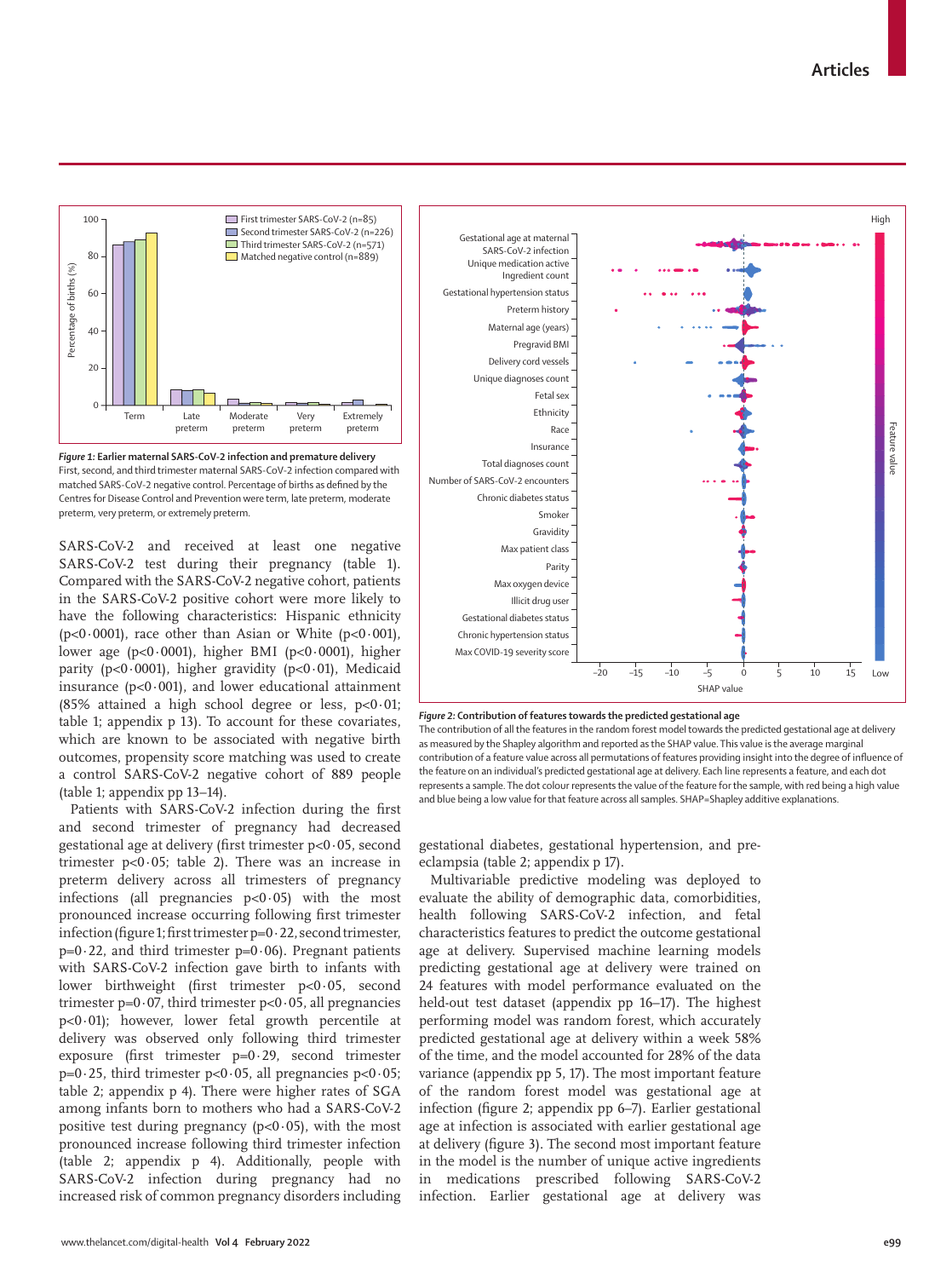*Figure 1:* **Earlier maternal SARS-CoV-2 infection and premature delivery**
First, second, and third trimester maternal SARS-CoV-2 infection compared with matched SARS-CoV-2 negative control. Percentage of births as defined by the Centres for Disease Control and Prevention were term, late preterm, moderate preterm, very preterm, or extremely preterm.

*Figure 2:* **Contribution of features towards the predicted gestational age**
The contribution of all the features in the random forest model towards the predicted gestational age at delivery as measured by the Shapley algorithm and reported as the SHAP value. This value is the average marginal contribution of a feature value across all permutations of features providing insight into the degree of influence of the feature on an individual's predicted gestational age at delivery. Each line represents a feature, and each dot represents a sample. The dot colour represents the value of the feature for the sample, with red being a high value and blue being a low value for that feature across all samples. SHAP=Shapley additive explanations.

SARS-CoV-2 and received at least one negative SARS-CoV-2 test during their pregnancy (table 1). Compared with the SARS-CoV-2 negative cohort, patients in the SARS-CoV-2 positive cohort were more likely to have the following characteristics: Hispanic ethnicity ($p<0·0001$), race other than Asian or White ($p<0·001$), lower age ($p<0·0001$), higher BMI ($p<0·0001$), higher parity ($p<0·0001$), higher gravidity ($p<0·01$), Medicaid insurance ($p<0·001$), and lower educational attainment (85% attained a high school degree or less, $p<0·01$; table 1; appendix p 13). To account for these covariates, which are known to be associated with negative birth outcomes, propensity score matching was used to create a control SARS-CoV-2 negative cohort of 889 people (table 1; appendix pp 13–14).

Patients with SARS-CoV-2 infection during the first and second trimester of pregnancy had decreased gestational age at delivery (first trimester $p<0·05$, second trimester $p<0·05$; table 2). There was an increase in preterm delivery across all trimesters of pregnancy infections (all pregnancies $p<0·05$) with the most pronounced increase occurring following first trimester infection (figure 1; first trimester $p=0·22$, second trimester, $p=0·22$, and third trimester $p=0·06$). Pregnant patients with SARS-CoV-2 infection gave birth to infants with lower birthweight (first trimester $p<0·05$, second trimester $p=0·07$, third trimester $p<0·05$, all pregnancies $p<0·01$); however, lower fetal growth percentile at delivery was observed only following third trimester exposure (first trimester $p=0·29$, second trimester $p=0·25$, third trimester $p<0·05$, all pregnancies $p<0·05$; table 2; appendix p 4). There were higher rates of SGA among infants born to mothers who had a SARS-CoV-2 positive test during pregnancy ($p<0·05$), with the most pronounced increase following third trimester infection (table 2; appendix p 4). Additionally, people with SARS-CoV-2 infection during pregnancy had no increased risk of common pregnancy disorders including gestational diabetes, gestational hypertension, and pre-eclampsia (table 2; appendix p 17).

Multivariable predictive modeling was deployed to evaluate the ability of demographic data, comorbidities, health following SARS-CoV-2 infection, and fetal characteristics features to predict the outcome gestational age at delivery. Supervised machine learning models predicting gestational age at delivery were trained on 24 features with model performance evaluated on the held-out test dataset (appendix pp 16–17). The highest performing model was random forest, which accurately predicted gestational age at delivery within a week 58% of the time, and the model accounted for 28% of the data variance (appendix pp 5, 17). The most important feature of the random forest model was gestational age at infection (figure 2; appendix pp 6–7). Earlier gestational age at infection is associated with earlier gestational age at delivery (figure 3). The second most important feature in the model is the number of unique active ingredients in medications prescribed following SARS-CoV-2 infection. Earlier gestational age at delivery was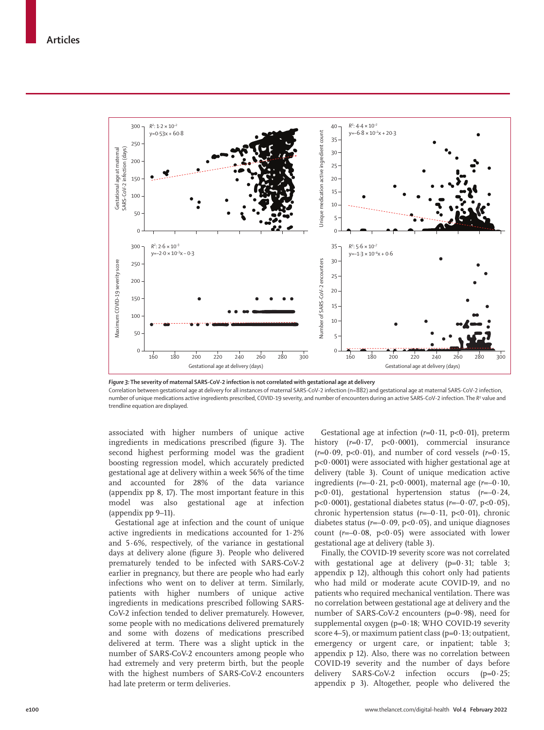*Figure 3:* **The severity of maternal SARS-CoV-2 infection is not correlated with gestational age at delivery**

Correlation between gestational age at delivery for all instances of maternal SARS-CoV-2 infection (n=882) and gestational age at maternal SARS-CoV-2 infection, number of unique medications active ingredients prescribed, COVID-19 severity, and number of encounters during an active SARS-CoV-2 infection. The $R^2$ value and trendline equation are displayed.

associated with higher numbers of unique active ingredients in medications prescribed (figure 3). The second highest performing model was the gradient boosting regression model, which accurately predicted gestational age at delivery within a week 56% of the time and accounted for 28% of the data variance (appendix pp 8, 17). The most important feature in this model was also gestational age at infection (appendix pp 9–11).

Gestational age at infection and the count of unique active ingredients in medications accounted for 1·2% and 5·6%, respectively, of the variance in gestational days at delivery alone (figure 3). People who delivered prematurely tended to be infected with SARS-CoV-2 earlier in pregnancy, but there are people who had early infections who went on to deliver at term. Similarly, patients with higher numbers of unique active ingredients in medications prescribed following SARS-CoV-2 infection tended to deliver prematurely. However, some people with no medications delivered prematurely and some with dozens of medications prescribed delivered at term. There was a slight uptick in the number of SARS-CoV-2 encounters among people who had extremely and very preterm birth, but the people with the highest numbers of SARS-CoV-2 encounters had late preterm or term deliveries.

Gestational age at infection ($r$=0·11, p<0·01), preterm history ($r$=0·17, p<0·0001), commercial insurance ($r$=0·09, p<0·01), and number of cord vessels ($r$=0·15, p<0·0001) were associated with higher gestational age at delivery (table 3). Count of unique medication active ingredients ($r$=–0·21, p<0·0001), maternal age ($r$=–0·10, p<0·01), gestational hypertension status ($r$=–0·24, p<0·0001), gestational diabetes status ($r$=–0·07, p<0·05), chronic hypertension status ($r$=–0·11, p<0·01), chronic diabetes status ($r$=–0·09, p<0·05), and unique diagnoses count ($r$=–0·08, p<0·05) were associated with lower gestational age at delivery (table 3).

Finally, the COVID-19 severity score was not correlated with gestational age at delivery (p=0·31; table 3; appendix p 12), although this cohort only had patients who had mild or moderate acute COVID-19, and no patients who required mechanical ventilation. There was no correlation between gestational age at delivery and the number of SARS-CoV-2 encounters (p=0·98), need for supplemental oxygen (p=0·18; WHO COVID-19 severity score 4–5), or maximum patient class (p=0·13; outpatient, emergency or urgent care, or inpatient; table 3; appendix p 12). Also, there was no correlation between COVID-19 severity and the number of days before delivery SARS-CoV-2 infection occurs (p=0·25; appendix p 3). Altogether, people who delivered the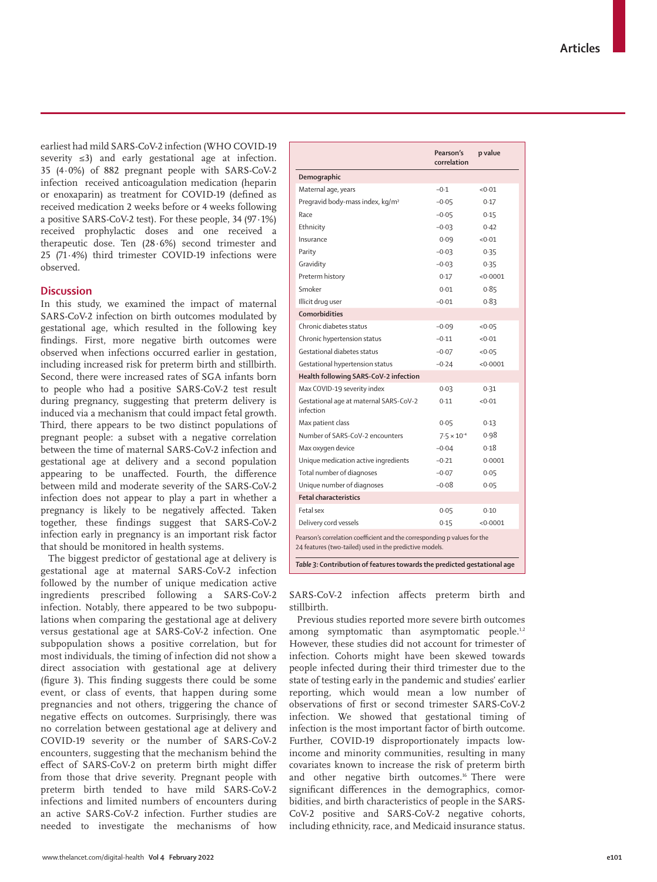earliest had mild SARS-CoV-2 infection (WHO COVID-19 severity ≤3) and early gestational age at infection. 35 (4·0%) of 882 pregnant people with SARS-CoV-2 infection received anticoagulation medication (heparin or enoxaparin) as treatment for COVID-19 (defined as received medication 2 weeks before or 4 weeks following a positive SARS-CoV-2 test). For these people, 34 (97·1%) received prophylactic doses and one received a therapeutic dose. Ten (28·6%) second trimester and 25 (71·4%) third trimester COVID-19 infections were observed.

## Discussion

In this study, we examined the impact of maternal SARS-CoV-2 infection on birth outcomes modulated by gestational age, which resulted in the following key findings. First, more negative birth outcomes were observed when infections occurred earlier in gestation, including increased risk for preterm birth and stillbirth. Second, there were increased rates of SGA infants born to people who had a positive SARS-CoV-2 test result during pregnancy, suggesting that preterm delivery is induced via a mechanism that could impact fetal growth. Third, there appears to be two distinct populations of pregnant people: a subset with a negative correlation between the time of maternal SARS-CoV-2 infection and gestational age at delivery and a second population appearing to be unaffected. Fourth, the difference between mild and moderate severity of the SARS-CoV-2 infection does not appear to play a part in whether a pregnancy is likely to be negatively affected. Taken together, these findings suggest that SARS-CoV-2 infection early in pregnancy is an important risk factor that should be monitored in health systems.

The biggest predictor of gestational age at delivery is gestational age at maternal SARS-CoV-2 infection followed by the number of unique medication active ingredients prescribed following a SARS-CoV-2 infection. Notably, there appeared to be two subpopulations when comparing the gestational age at delivery versus gestational age at SARS-CoV-2 infection. One subpopulation shows a positive correlation, but for most individuals, the timing of infection did not show a direct association with gestational age at delivery (figure 3). This finding suggests there could be some event, or class of events, that happen during some pregnancies and not others, triggering the chance of negative effects on outcomes. Surprisingly, there was no correlation between gestational age at delivery and COVID-19 severity or the number of SARS-CoV-2 encounters, suggesting that the mechanism behind the effect of SARS-CoV-2 on preterm birth might differ from those that drive severity. Pregnant people with preterm birth tended to have mild SARS-CoV-2 infections and limited numbers of encounters during an active SARS-CoV-2 infection. Further studies are needed to investigate the mechanisms of how SARS-CoV-2 infection affects preterm birth and stillbirth.

| | Pearson's correlation | p value |
|---|---|---|
| **Demographic** | | |
| Maternal age, years | −0·1 | <0·01 |
| Pregravid body-mass index, kg/m² | −0·05 | 0·17 |
| Race | −0·05 | 0·15 |
| Ethnicity | −0·03 | 0·42 |
| Insurance | 0·09 | <0·01 |
| Parity | −0·03 | 0·35 |
| Gravidity | −0·03 | 0·35 |
| Preterm history | 0·17 | <0·0001 |
| Smoker | 0·01 | 0·85 |
| Illicit drug user | −0·01 | 0·83 |
| **Comorbidities** | | |
| Chronic diabetes status | −0·09 | <0·05 |
| Chronic hypertension status | −0·11 | <0·01 |
| Gestational diabetes status | −0·07 | <0·05 |
| Gestational hypertension status | −0·24 | <0·0001 |
| **Health following SARS-CoV-2 infection** | | |
| Max COVID-19 severity index | 0·03 | 0·31 |
| Gestational age at maternal SARS-CoV-2 infection | 0·11 | <0·01 |
| Max patient class | 0·05 | 0·13 |
| Number of SARS-CoV-2 encounters | $7 \cdot 5 \times 10^{-4}$ | 0·98 |
| Max oxygen device | −0·04 | 0·18 |
| Unique medication active ingredients | −0·21 | 0·0001 |
| Total number of diagnoses | −0·07 | 0·05 |
| Unique number of diagnoses | −0·08 | 0·05 |
| **Fetal characteristics** | | |
| Fetal sex | 0·05 | 0·10 |
| Delivery cord vessels | 0·15 | <0·0001 |

Pearson's correlation coefficient and the corresponding p values for the 24 features (two-tailed) used in the predictive models.

*Table 3:* **Contribution of features towards the predicted gestational age**

Previous studies reported more severe birth outcomes among symptomatic than asymptomatic people.[1,2] However, these studies did not account for trimester of infection. Cohorts might have been skewed towards people infected during their third trimester due to the state of testing early in the pandemic and studies' earlier reporting, which would mean a low number of observations of first or second trimester SARS-CoV-2 infection. We showed that gestational timing of infection is the most important factor of birth outcome. Further, COVID-19 disproportionately impacts low-income and minority communities, resulting in many covariates known to increase the risk of preterm birth and other negative birth outcomes.[16] There were significant differences in the demographics, comorbidities, and birth characteristics of people in the SARS-CoV-2 positive and SARS-CoV-2 negative cohorts, including ethnicity, race, and Medicaid insurance status.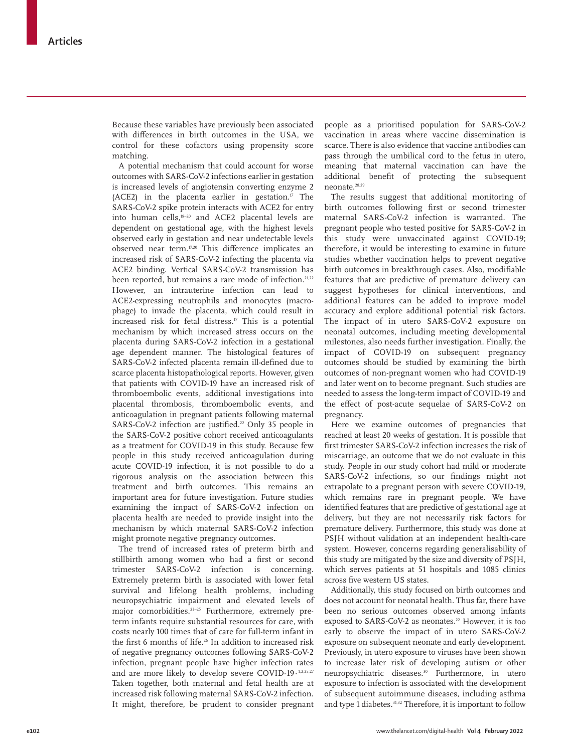Because these variables have previously been associated with differences in birth outcomes in the USA, we control for these cofactors using propensity score matching.

A potential mechanism that could account for worse outcomes with SARS-CoV-2 infections earlier in gestation is increased levels of angiotensin converting enzyme 2 (ACE2) in the placenta earlier in gestation.[17] The SARS-CoV-2 spike protein interacts with ACE2 for entry into human cells,[18–20] and ACE2 placental levels are dependent on gestational age, with the highest levels observed early in gestation and near undetectable levels observed near term.[17,20] This difference implicates an increased risk of SARS-CoV-2 infecting the placenta via ACE2 binding. Vertical SARS-CoV-2 transmission has been reported, but remains a rare mode of infection.[21,22] However, an intrauterine infection can lead to ACE2-expressing neutrophils and monocytes (macrophage) to invade the placenta, which could result in increased risk for fetal distress.[17] This is a potential mechanism by which increased stress occurs on the placenta during SARS-CoV-2 infection in a gestational age dependent manner. The histological features of SARS-CoV-2 infected placenta remain ill-defined due to scarce placenta histopathological reports. However, given that patients with COVID-19 have an increased risk of thromboembolic events, additional investigations into placental thrombosis, thromboembolic events, and anticoagulation in pregnant patients following maternal SARS-CoV-2 infection are justified.[22] Only 35 people in the SARS-CoV-2 positive cohort received anticoagulants as a treatment for COVID-19 in this study. Because few people in this study received anticoagulation during acute COVID-19 infection, it is not possible to do a rigorous analysis on the association between this treatment and birth outcomes. This remains an important area for future investigation. Future studies examining the impact of SARS-CoV-2 infection on placenta health are needed to provide insight into the mechanism by which maternal SARS-CoV-2 infection might promote negative pregnancy outcomes.

The trend of increased rates of preterm birth and stillbirth among women who had a first or second trimester SARS-CoV-2 infection is concerning. Extremely preterm birth is associated with lower fetal survival and lifelong health problems, including neuropsychiatric impairment and elevated levels of major comorbidities.[23–25] Furthermore, extremely preterm infants require substantial resources for care, with costs nearly 100 times that of care for full-term infant in the first 6 months of life.[26] In addition to increased risk of negative pregnancy outcomes following SARS-CoV-2 infection, pregnant people have higher infection rates and are more likely to develop severe COVID-19.[1,2,25,27] Taken together, both maternal and fetal health are at increased risk following maternal SARS-CoV-2 infection. It might, therefore, be prudent to consider pregnant people as a prioritised population for SARS-CoV-2 vaccination in areas where vaccine dissemination is scarce. There is also evidence that vaccine antibodies can pass through the umbilical cord to the fetus in utero, meaning that maternal vaccination can have the additional benefit of protecting the subsequent neonate.[28,29]

The results suggest that additional monitoring of birth outcomes following first or second trimester maternal SARS-CoV-2 infection is warranted. The pregnant people who tested positive for SARS-CoV-2 in this study were unvaccinated against COVID-19; therefore, it would be interesting to examine in future studies whether vaccination helps to prevent negative birth outcomes in breakthrough cases. Also, modifiable features that are predictive of premature delivery can suggest hypotheses for clinical interventions, and additional features can be added to improve model accuracy and explore additional potential risk factors. The impact of in utero SARS-CoV-2 exposure on neonatal outcomes, including meeting developmental milestones, also needs further investigation. Finally, the impact of COVID-19 on subsequent pregnancy outcomes should be studied by examining the birth outcomes of non-pregnant women who had COVID-19 and later went on to become pregnant. Such studies are needed to assess the long-term impact of COVID-19 and the effect of post-acute sequelae of SARS-CoV-2 on pregnancy.

Here we examine outcomes of pregnancies that reached at least 20 weeks of gestation. It is possible that first trimester SARS-CoV-2 infection increases the risk of miscarriage, an outcome that we do not evaluate in this study. People in our study cohort had mild or moderate SARS-CoV-2 infections, so our findings might not extrapolate to a pregnant person with severe COVID-19, which remains rare in pregnant people. We have identified features that are predictive of gestational age at delivery, but they are not necessarily risk factors for premature delivery. Furthermore, this study was done at PSJH without validation at an independent health-care system. However, concerns regarding generalisability of this study are mitigated by the size and diversity of PSJH, which serves patients at 51 hospitals and 1085 clinics across five western US states.

Additionally, this study focused on birth outcomes and does not account for neonatal health. Thus far, there have been no serious outcomes observed among infants exposed to SARS-CoV-2 as neonates.[22] However, it is too early to observe the impact of in utero SARS-CoV-2 exposure on subsequent neonate and early development. Previously, in utero exposure to viruses have been shown to increase later risk of developing autism or other neuropsychiatric diseases.[30] Furthermore, in utero exposure to infection is associated with the development of subsequent autoimmune diseases, including asthma and type 1 diabetes.[31,32] Therefore, it is important to follow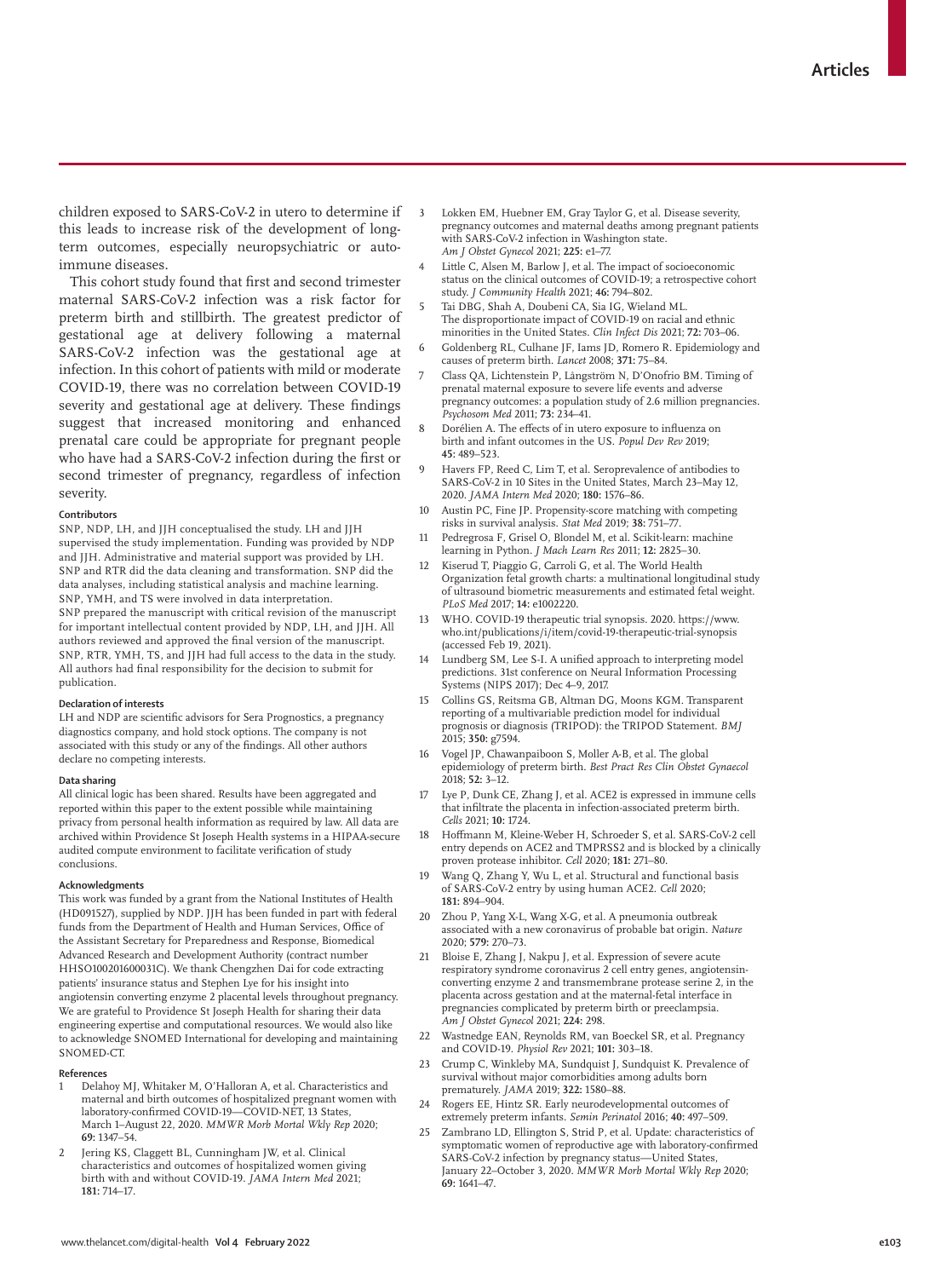children exposed to SARS-CoV-2 in utero to determine if this leads to increase risk of the development of long-term outcomes, especially neuropsychiatric or autoimmune diseases.

This cohort study found that first and second trimester maternal SARS-CoV-2 infection was a risk factor for preterm birth and stillbirth. The greatest predictor of gestational age at delivery following a maternal SARS-CoV-2 infection was the gestational age at infection. In this cohort of patients with mild or moderate COVID-19, there was no correlation between COVID-19 severity and gestational age at delivery. These findings suggest that increased monitoring and enhanced prenatal care could be appropriate for pregnant people who have had a SARS-CoV-2 infection during the first or second trimester of pregnancy, regardless of infection severity.

#### Contributors

SNP, NDP, LH, and JJH conceptualised the study. LH and JJH supervised the study implementation. Funding was provided by NDP and JJH. Administrative and material support was provided by LH. SNP and RTR did the data cleaning and transformation. SNP did the data analyses, including statistical analysis and machine learning. SNP, YMH, and TS were involved in data interpretation. SNP prepared the manuscript with critical revision of the manuscript for important intellectual content provided by NDP, LH, and JJH. All authors reviewed and approved the final version of the manuscript. SNP, RTR, YMH, TS, and JJH had full access to the data in the study. All authors had final responsibility for the decision to submit for publication.

#### Declaration of interests

LH and NDP are scientific advisors for Sera Prognostics, a pregnancy diagnostics company, and hold stock options. The company is not associated with this study or any of the findings. All other authors declare no competing interests.

#### Data sharing

All clinical logic has been shared. Results have been aggregated and reported within this paper to the extent possible while maintaining privacy from personal health information as required by law. All data are archived within Providence St Joseph Health systems in a HIPAA-secure audited compute environment to facilitate verification of study conclusions.

#### Acknowledgments

This work was funded by a grant from the National Institutes of Health (HD091527), supplied by NDP. JJH has been funded in part with federal funds from the Department of Health and Human Services, Office of the Assistant Secretary for Preparedness and Response, Biomedical Advanced Research and Development Authority (contract number HHSO100201600031C). We thank Chengzhen Dai for code extracting patients' insurance status and Stephen Lye for his insight into angiotensin converting enzyme 2 placental levels throughout pregnancy. We are grateful to Providence St Joseph Health for sharing their data engineering expertise and computational resources. We would also like to acknowledge SNOMED International for developing and maintaining SNOMED-CT.

#### References

1. Delahoy MJ, Whitaker M, O'Halloran A, et al. Characteristics and maternal and birth outcomes of hospitalized pregnant women with laboratory-confirmed COVID-19—COVID-NET, 13 States, March 1–August 22, 2020. *MMWR Morb Mortal Wkly Rep* 2020; **69:** 1347–54.
2. Jering KS, Claggett BL, Cunningham JW, et al. Clinical characteristics and outcomes of hospitalized women giving birth with and without COVID-19. *JAMA Intern Med* 2021; **181:** 714–17.
3. Lokken EM, Huebner EM, Gray Taylor G, et al. Disease severity, pregnancy outcomes and maternal deaths among pregnant patients with SARS-CoV-2 infection in Washington state. *Am J Obstet Gynecol* 2021; **225:** e1–77.
4. Little C, Alsen M, Barlow J, et al. The impact of socioeconomic status on the clinical outcomes of COVID-19; a retrospective cohort study. *J Community Health* 2021; **46:** 794–802.
5. Tai DBG, Shah A, Doubeni CA, Sia IG, Wieland ML. The disproportionate impact of COVID-19 on racial and ethnic minorities in the United States. *Clin Infect Dis* 2021; **72:** 703–06.
6. Goldenberg RL, Culhane JF, Iams JD, Romero R. Epidemiology and causes of preterm birth. *Lancet* 2008; **371:** 75–84.
7. Class QA, Lichtenstein P, Långström N, D'Onofrio BM. Timing of prenatal maternal exposure to severe life events and adverse pregnancy outcomes: a population study of 2.6 million pregnancies. *Psychosom Med* 2011; **73:** 234–41.
8. Dorélien A. The effects of in utero exposure to influenza on birth and infant outcomes in the US. *Popul Dev Rev* 2019; **45:** 489–523.
9. Havers FP, Reed C, Lim T, et al. Seroprevalence of antibodies to SARS-CoV-2 in 10 Sites in the United States, March 23–May 12, 2020. *JAMA Intern Med* 2020; **180:** 1576–86.
10. Austin PC, Fine JP. Propensity-score matching with competing risks in survival analysis. *Stat Med* 2019; **38:** 751–77.
11. Pedregrosa F, Grisel O, Blondel M, et al. Scikit-learn: machine learning in Python. *J Mach Learn Res* 2011; **12:** 2825–30.
12. Kiserud T, Piaggio G, Carroli G, et al. The World Health Organization fetal growth charts: a multinational longitudinal study of ultrasound biometric measurements and estimated fetal weight. *PLoS Med* 2017; **14:** e1002220.
13. WHO. COVID-19 therapeutic trial synopsis. 2020. https://www.who.int/publications/i/item/covid-19-therapeutic-trial-synopsis (accessed Feb 19, 2021).
14. Lundberg SM, Lee S-I. A unified approach to interpreting model predictions. 31st conference on Neural Information Processing Systems (NIPS 2017); Dec 4–9, 2017.
15. Collins GS, Reitsma GB, Altman DG, Moons KGM. Transparent reporting of a multivariable prediction model for individual prognosis or diagnosis (TRIPOD): the TRIPOD Statement. *BMJ* 2015; **350:** g7594.
16. Vogel JP, Chawanpaiboon S, Moller A-B, et al. The global epidemiology of preterm birth. *Best Pract Res Clin Obstet Gynaecol* 2018; **52:** 3–12.
17. Lye P, Dunk CE, Zhang J, et al. ACE2 is expressed in immune cells that infiltrate the placenta in infection-associated preterm birth. *Cells* 2021; **10:** 1724.
18. Hoffmann M, Kleine-Weber H, Schroeder S, et al. SARS-CoV-2 cell entry depends on ACE2 and TMPRSS2 and is blocked by a clinically proven protease inhibitor. *Cell* 2020; **181:** 271–80.
19. Wang Q, Zhang Y, Wu L, et al. Structural and functional basis of SARS-CoV-2 entry by using human ACE2. *Cell* 2020; **181:** 894–904.
20. Zhou P, Yang X-L, Wang X-G, et al. A pneumonia outbreak associated with a new coronavirus of probable bat origin. *Nature* 2020; **579:** 270–73.
21. Bloise E, Zhang J, Nakpu J, et al. Expression of severe acute respiratory syndrome coronavirus 2 cell entry genes, angiotensin-converting enzyme 2 and transmembrane protease serine 2, in the placenta across gestation and at the maternal-fetal interface in pregnancies complicated by preterm birth or preeclampsia. *Am J Obstet Gynecol* 2021; **224:** 298.
22. Wastnedge EAN, Reynolds RM, van Boeckel SR, et al. Pregnancy and COVID-19. *Physiol Rev* 2021; **101:** 303–18.
23. Crump C, Winkleby MA, Sundquist J, Sundquist K. Prevalence of survival without major comorbidities among adults born prematurely. *JAMA* 2019; **322:** 1580–88.
24. Rogers EE, Hintz SR. Early neurodevelopmental outcomes of extremely preterm infants. *Semin Perinatol* 2016; **40:** 497–509.
25. Zambrano LD, Ellington S, Strid P, et al. Update: characteristics of symptomatic women of reproductive age with laboratory-confirmed SARS-CoV-2 infection by pregnancy status—United States, January 22–October 3, 2020. *MMWR Morb Mortal Wkly Rep* 2020; **69:** 1641–47.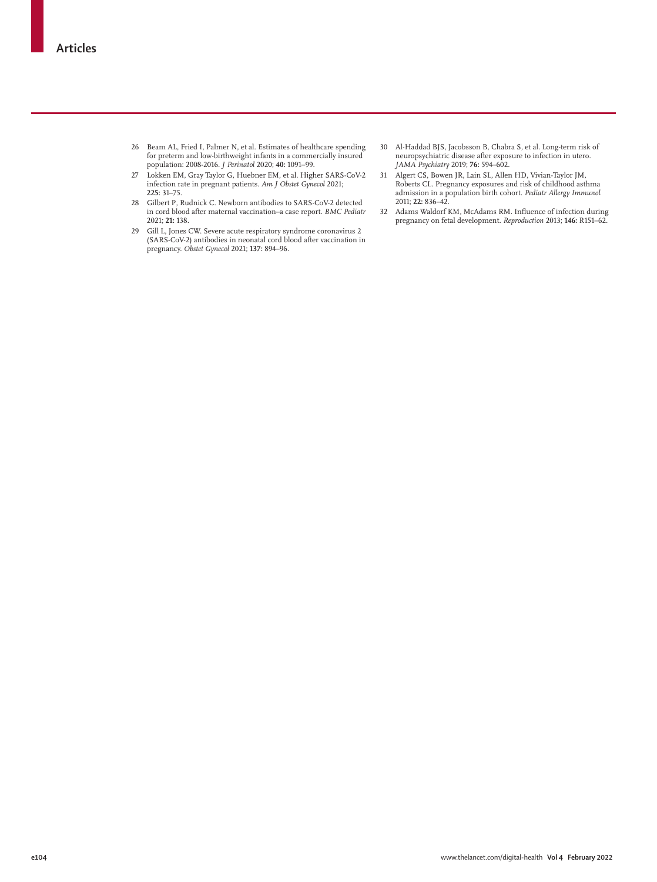26 Beam AL, Fried I, Palmer N, et al. Estimates of healthcare spending for preterm and low-birthweight infants in a commercially insured population: 2008-2016. *J Perinatol* 2020; **40:** 1091–99.

27 Lokken EM, Gray Taylor G, Huebner EM, et al. Higher SARS-CoV-2 infection rate in pregnant patients. *Am J Obstet Gynecol* 2021; **225:** 31–75.

28 Gilbert P, Rudnick C. Newborn antibodies to SARS-CoV-2 detected in cord blood after maternal vaccination–a case report. *BMC Pediatr* 2021; **21:** 138.

29 Gill L, Jones CW. Severe acute respiratory syndrome coronavirus 2 (SARS-CoV-2) antibodies in neonatal cord blood after vaccination in pregnancy. *Obstet Gynecol* 2021; **137:** 894–96.

30 Al-Haddad BJS, Jacobsson B, Chabra S, et al. Long-term risk of neuropsychiatric disease after exposure to infection in utero. *JAMA Psychiatry* 2019; **76:** 594–602.

31 Algert CS, Bowen JR, Lain SL, Allen HD, Vivian-Taylor JM, Roberts CL. Pregnancy exposures and risk of childhood asthma admission in a population birth cohort. *Pediatr Allergy Immunol* 2011; **22:** 836–42.

32 Adams Waldorf KM, McAdams RM. Influence of infection during pregnancy on fetal development. *Reproduction* 2013; **146:** R151–62.